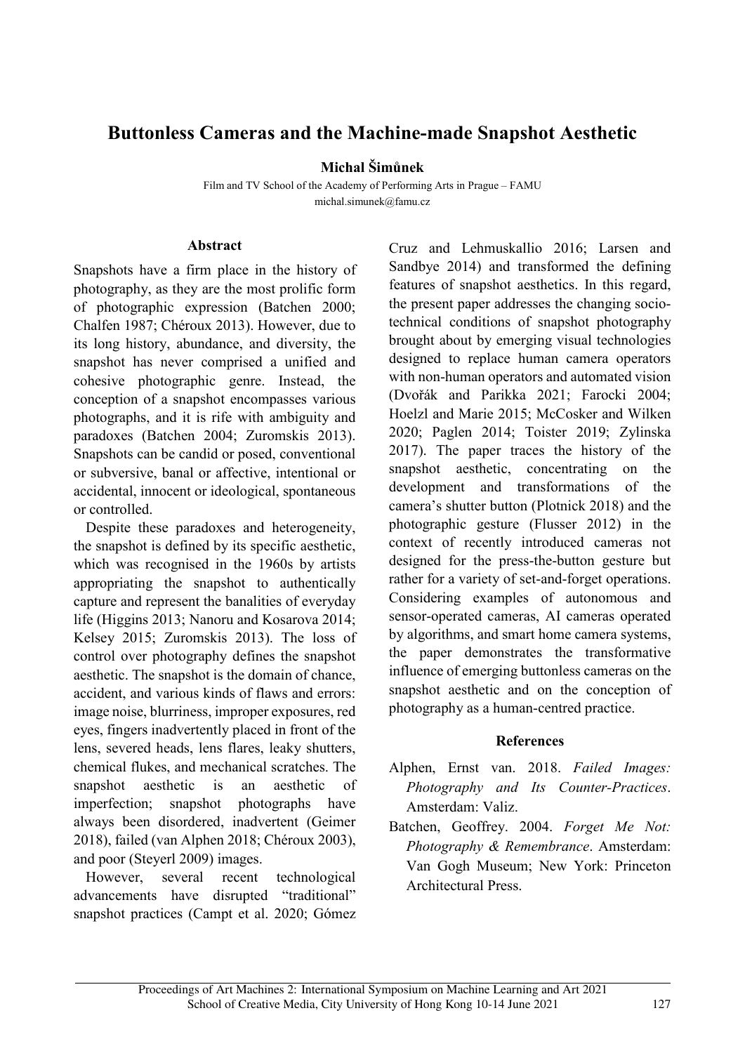# Buttonless Cameras and the Machine-made Snapshot Aesthetic

**Michal Šimůnek**

Film and TV School of the Academy of Performing Arts in Prague – FAMU
michal.simunek@famu.cz

## Abstract

Snapshots have a firm place in the history of photography, as they are the most prolific form of photographic expression (Batchen 2000; Chalfen 1987; Chéroux 2013). However, due to its long history, abundance, and diversity, the snapshot has never comprised a unified and cohesive photographic genre. Instead, the conception of a snapshot encompasses various photographs, and it is rife with ambiguity and paradoxes (Batchen 2004; Zuromskis 2013). Snapshots can be candid or posed, conventional or subversive, banal or affective, intentional or accidental, innocent or ideological, spontaneous or controlled.

Despite these paradoxes and heterogeneity, the snapshot is defined by its specific aesthetic, which was recognised in the 1960s by artists appropriating the snapshot to authentically capture and represent the banalities of everyday life (Higgins 2013; Nanoru and Kosarova 2014; Kelsey 2015; Zuromskis 2013). The loss of control over photography defines the snapshot aesthetic. The snapshot is the domain of chance, accident, and various kinds of flaws and errors: image noise, blurriness, improper exposures, red eyes, fingers inadvertently placed in front of the lens, severed heads, lens flares, leaky shutters, chemical flukes, and mechanical scratches. The snapshot aesthetic is an aesthetic of imperfection; snapshot photographs have always been disordered, inadvertent (Geimer 2018), failed (van Alphen 2018; Chéroux 2003), and poor (Steyerl 2009) images.

However, several recent technological advancements have disrupted "traditional" snapshot practices (Campt et al. 2020; Gómez Cruz and Lehmuskallio 2016; Larsen and Sandbye 2014) and transformed the defining features of snapshot aesthetics. In this regard, the present paper addresses the changing socio-technical conditions of snapshot photography brought about by emerging visual technologies designed to replace human camera operators with non-human operators and automated vision (Dvořák and Parikka 2021; Farocki 2004; Hoelzl and Marie 2015; McCosker and Wilken 2020; Paglen 2014; Toister 2019; Zylinska 2017). The paper traces the history of the snapshot aesthetic, concentrating on the development and transformations of the camera's shutter button (Plotnick 2018) and the photographic gesture (Flusser 2012) in the context of recently introduced cameras not designed for the press-the-button gesture but rather for a variety of set-and-forget operations. Considering examples of autonomous and sensor-operated cameras, AI cameras operated by algorithms, and smart home camera systems, the paper demonstrates the transformative influence of emerging buttonless cameras on the snapshot aesthetic and on the conception of photography as a human-centred practice.

## References

Alphen, Ernst van. 2018. *Failed Images: Photography and Its Counter-Practices*. Amsterdam: Valiz.

Batchen, Geoffrey. 2004. *Forget Me Not: Photography & Remembrance*. Amsterdam: Van Gogh Museum; New York: Princeton Architectural Press.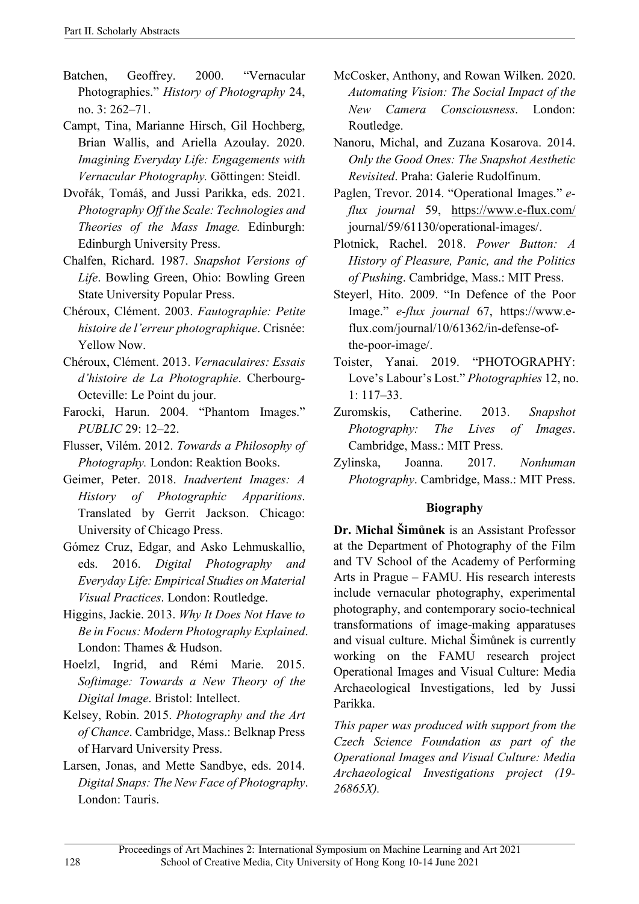Batchen, Geoffrey. 2000. "Vernacular Photographies." *History of Photography* 24, no. 3: 262–71.

Campt, Tina, Marianne Hirsch, Gil Hochberg, Brian Wallis, and Ariella Azoulay. 2020. *Imagining Everyday Life: Engagements with Vernacular Photography.* Göttingen: Steidl.

Dvořák, Tomáš, and Jussi Parikka, eds. 2021. *Photography Off the Scale: Technologies and Theories of the Mass Image.* Edinburgh: Edinburgh University Press.

Chalfen, Richard. 1987. *Snapshot Versions of Life*. Bowling Green, Ohio: Bowling Green State University Popular Press.

Chéroux, Clément. 2003. *Fautographie: Petite histoire de l'erreur photographique*. Crisnée: Yellow Now.

Chéroux, Clément. 2013. *Vernaculaires: Essais d'histoire de La Photographie*. Cherbourg-Octeville: Le Point du jour.

Farocki, Harun. 2004. "Phantom Images." *PUBLIC* 29: 12–22.

Flusser, Vilém. 2012. *Towards a Philosophy of Photography.* London: Reaktion Books.

Geimer, Peter. 2018. *Inadvertent Images: A History of Photographic Apparitions*. Translated by Gerrit Jackson. Chicago: University of Chicago Press.

Gómez Cruz, Edgar, and Asko Lehmuskallio, eds. 2016. *Digital Photography and Everyday Life: Empirical Studies on Material Visual Practices*. London: Routledge.

Higgins, Jackie. 2013. *Why It Does Not Have to Be in Focus: Modern Photography Explained*. London: Thames & Hudson.

Hoelzl, Ingrid, and Rémi Marie. 2015. *Softimage: Towards a New Theory of the Digital Image*. Bristol: Intellect.

Kelsey, Robin. 2015. *Photography and the Art of Chance*. Cambridge, Mass.: Belknap Press of Harvard University Press.

Larsen, Jonas, and Mette Sandbye, eds. 2014. *Digital Snaps: The New Face of Photography*. London: Tauris.

McCosker, Anthony, and Rowan Wilken. 2020. *Automating Vision: The Social Impact of the New Camera Consciousness*. London: Routledge.

Nanoru, Michal, and Zuzana Kosarova. 2014. *Only the Good Ones: The Snapshot Aesthetic Revisited*. Praha: Galerie Rudolfinum.

Paglen, Trevor. 2014. "Operational Images." *e-flux journal* 59, https://www.e-flux.com/journal/59/61130/operational-images/.

Plotnick, Rachel. 2018. *Power Button: A History of Pleasure, Panic, and the Politics of Pushing*. Cambridge, Mass.: MIT Press.

Steyerl, Hito. 2009. "In Defence of the Poor Image." *e-flux journal* 67, https://www.e-flux.com/journal/10/61362/in-defense-of-the-poor-image/.

Toister, Yanai. 2019. "PHOTOGRAPHY: Love's Labour's Lost." *Photographies* 12, no. 1: 117–33.

Zuromskis, Catherine. 2013. *Snapshot Photography: The Lives of Images*. Cambridge, Mass.: MIT Press.

Zylinska, Joanna. 2017. *Nonhuman Photography*. Cambridge, Mass.: MIT Press.

### Biography

**Dr. Michal Šimůnek** is an Assistant Professor at the Department of Photography of the Film and TV School of the Academy of Performing Arts in Prague – FAMU. His research interests include vernacular photography, experimental photography, and contemporary socio-technical transformations of image-making apparatuses and visual culture. Michal Šimůnek is currently working on the FAMU research project Operational Images and Visual Culture: Media Archaeological Investigations, led by Jussi Parikka.

*This paper was produced with support from the Czech Science Foundation as part of the Operational Images and Visual Culture: Media Archaeological Investigations project (19-26865X).*